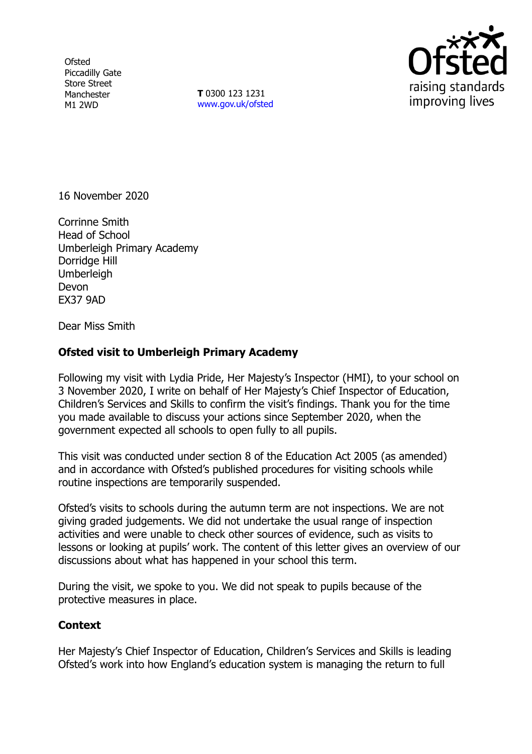Ofsted
Piccadilly Gate
Store Street
Manchester
M1 2WD

**T** 0300 123 1231
www.gov.uk/ofsted

16 November 2020

Corrinne Smith
Head of School
Umberleigh Primary Academy
Dorridge Hill
Umberleigh
Devon
EX37 9AD

Dear Miss Smith

**Ofsted visit to Umberleigh Primary Academy**

Following my visit with Lydia Pride, Her Majesty's Inspector (HMI), to your school on 3 November 2020, I write on behalf of Her Majesty's Chief Inspector of Education, Children's Services and Skills to confirm the visit's findings. Thank you for the time you made available to discuss your actions since September 2020, when the government expected all schools to open fully to all pupils.

This visit was conducted under section 8 of the Education Act 2005 (as amended) and in accordance with Ofsted's published procedures for visiting schools while routine inspections are temporarily suspended.

Ofsted's visits to schools during the autumn term are not inspections. We are not giving graded judgements. We did not undertake the usual range of inspection activities and were unable to check other sources of evidence, such as visits to lessons or looking at pupils' work. The content of this letter gives an overview of our discussions about what has happened in your school this term.

During the visit, we spoke to you. We did not speak to pupils because of the protective measures in place.

**Context**

Her Majesty's Chief Inspector of Education, Children's Services and Skills is leading Ofsted's work into how England's education system is managing the return to full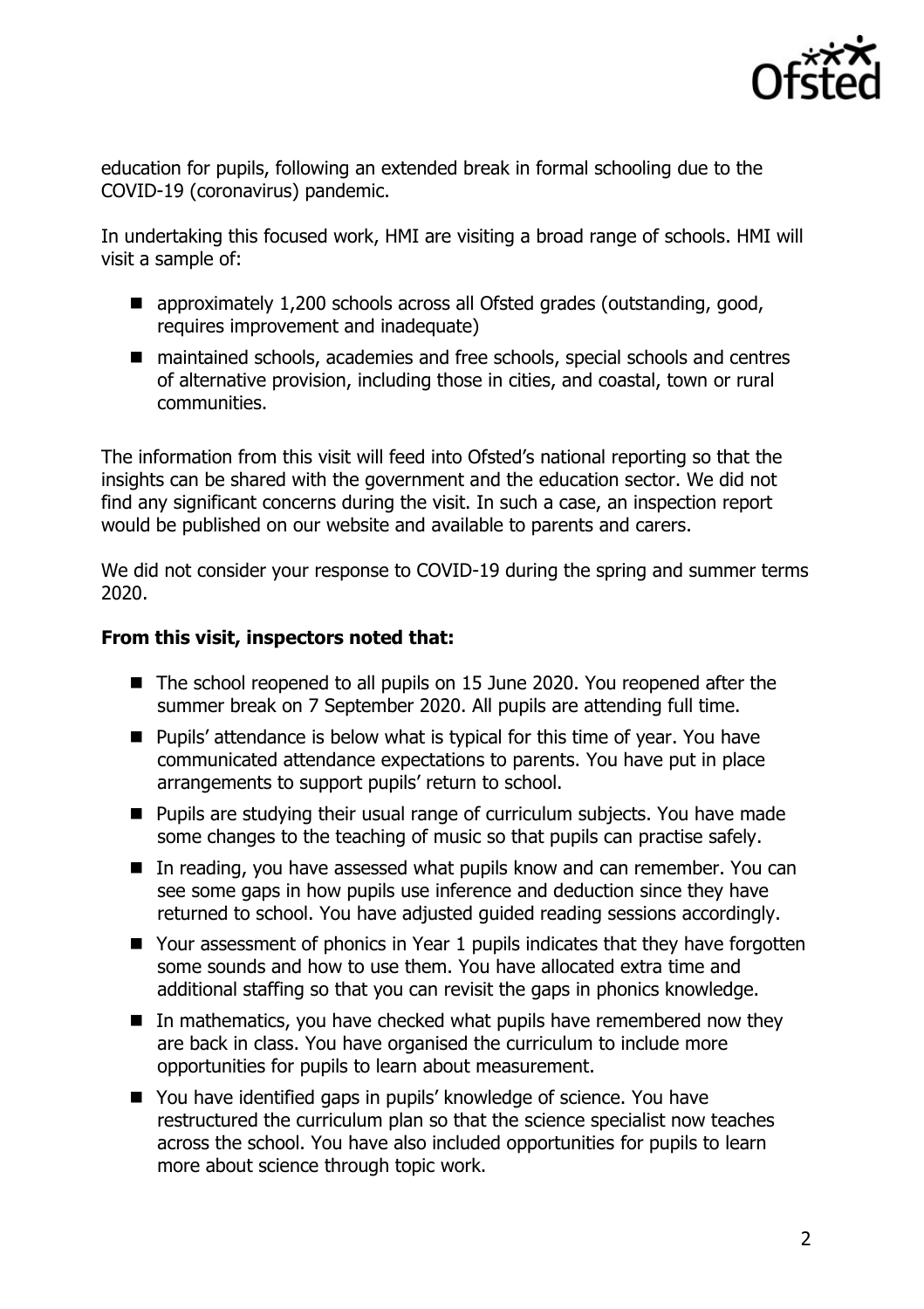education for pupils, following an extended break in formal schooling due to the COVID-19 (coronavirus) pandemic.

In undertaking this focused work, HMI are visiting a broad range of schools. HMI will visit a sample of:

- approximately 1,200 schools across all Ofsted grades (outstanding, good, requires improvement and inadequate)
- maintained schools, academies and free schools, special schools and centres of alternative provision, including those in cities, and coastal, town or rural communities.

The information from this visit will feed into Ofsted's national reporting so that the insights can be shared with the government and the education sector. We did not find any significant concerns during the visit. In such a case, an inspection report would be published on our website and available to parents and carers.

We did not consider your response to COVID-19 during the spring and summer terms 2020.

**From this visit, inspectors noted that:**

- The school reopened to all pupils on 15 June 2020. You reopened after the summer break on 7 September 2020. All pupils are attending full time.
- Pupils' attendance is below what is typical for this time of year. You have communicated attendance expectations to parents. You have put in place arrangements to support pupils' return to school.
- Pupils are studying their usual range of curriculum subjects. You have made some changes to the teaching of music so that pupils can practise safely.
- In reading, you have assessed what pupils know and can remember. You can see some gaps in how pupils use inference and deduction since they have returned to school. You have adjusted guided reading sessions accordingly.
- Your assessment of phonics in Year 1 pupils indicates that they have forgotten some sounds and how to use them. You have allocated extra time and additional staffing so that you can revisit the gaps in phonics knowledge.
- In mathematics, you have checked what pupils have remembered now they are back in class. You have organised the curriculum to include more opportunities for pupils to learn about measurement.
- You have identified gaps in pupils' knowledge of science. You have restructured the curriculum plan so that the science specialist now teaches across the school. You have also included opportunities for pupils to learn more about science through topic work.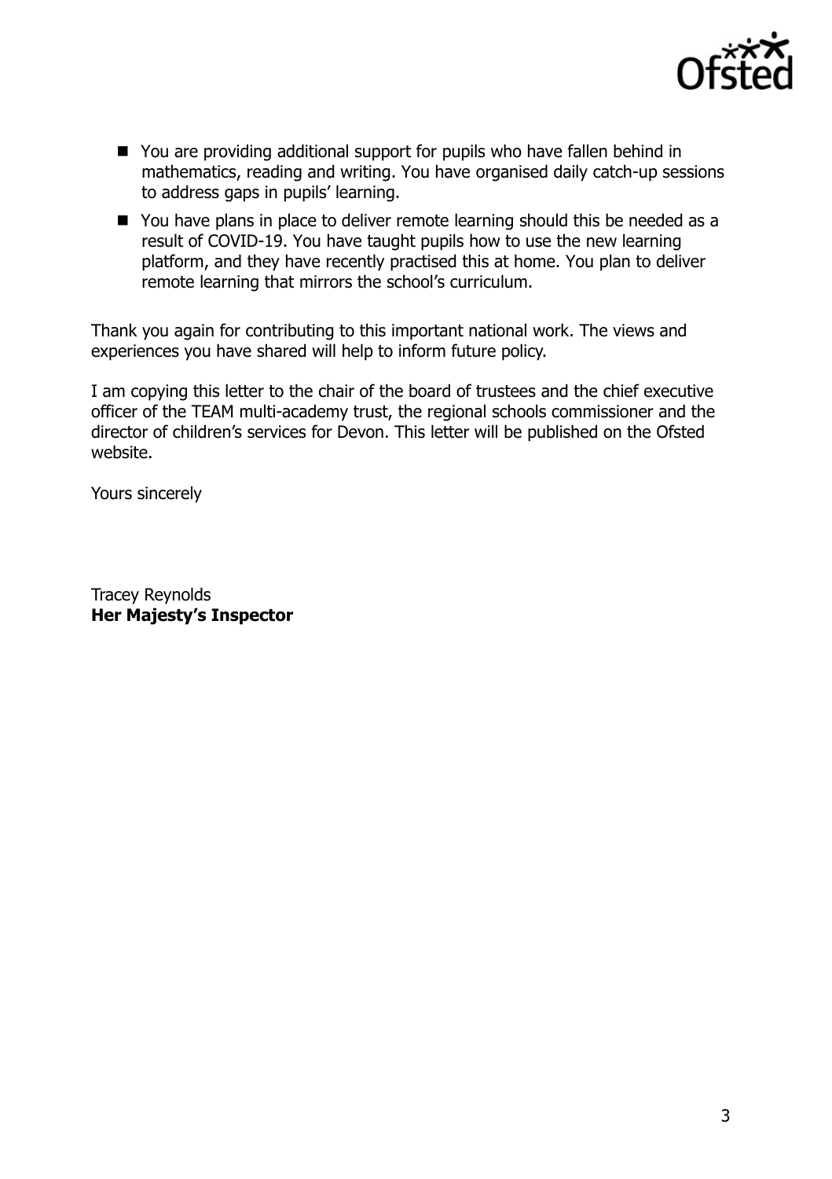- You are providing additional support for pupils who have fallen behind in mathematics, reading and writing. You have organised daily catch-up sessions to address gaps in pupils' learning.
- You have plans in place to deliver remote learning should this be needed as a result of COVID-19. You have taught pupils how to use the new learning platform, and they have recently practised this at home. You plan to deliver remote learning that mirrors the school's curriculum.

Thank you again for contributing to this important national work. The views and experiences you have shared will help to inform future policy.

I am copying this letter to the chair of the board of trustees and the chief executive officer of the TEAM multi-academy trust, the regional schools commissioner and the director of children's services for Devon. This letter will be published on the Ofsted website.

Yours sincerely

Tracey Reynolds
**Her Majesty's Inspector**